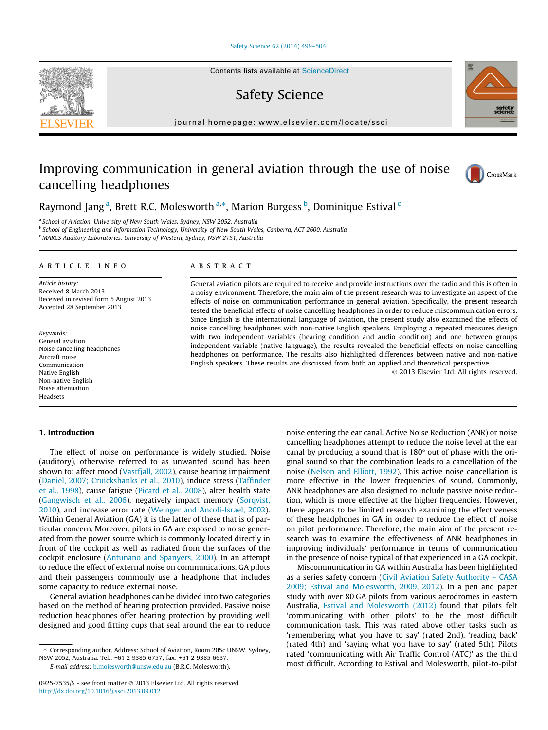# Improving communication in general aviation through the use of noise cancelling headphones

Raymond Jang [a], Brett R.C. Molesworth [a,*], Marion Burgess [b], Dominique Estival [c]

[a] School of Aviation, University of New South Wales, Sydney, NSW 2052, Australia
[b] School of Engineering and Information Technology, University of New South Wales, Canberra, ACT 2600, Australia
[c] MARCS Auditory Laboratories, University of Western, Sydney, NSW 2751, Australia

## ARTICLE INFO

*Article history:*
Received 8 March 2013
Received in revised form 5 August 2013
Accepted 28 September 2013

*Keywords:*
General aviation
Noise cancelling headphones
Aircraft noise
Communication
Native English
Non-native English
Noise attenuation
Headsets

## ABSTRACT

General aviation pilots are required to receive and provide instructions over the radio and this is often in a noisy environment. Therefore, the main aim of the present research was to investigate an aspect of the effects of noise on communication performance in general aviation. Specifically, the present research tested the beneficial effects of noise cancelling headphones in order to reduce miscommunication errors. Since English is the international language of aviation, the present study also examined the effects of noise cancelling headphones with non-native English speakers. Employing a repeated measures design with two independent variables (hearing condition and audio condition) and one between groups independent variable (native language), the results revealed the beneficial effects on noise cancelling headphones on performance. The results also highlighted differences between native and non-native English speakers. These results are discussed from both an applied and theoretical perspective.

© 2013 Elsevier Ltd. All rights reserved.

## 1. Introduction

The effect of noise on performance is widely studied. Noise (auditory), otherwise referred to as unwanted sound has been shown to: affect mood (Vastfjall, 2002), cause hearing impairment (Daniel, 2007; Cruickshanks et al., 2010), induce stress (Taffinder et al., 1998), cause fatigue (Picard et al., 2008), alter health state (Gangwisch et al., 2006), negatively impact memory (Sorqvist, 2010), and increase error rate (Weinger and Ancoli-Israel, 2002). Within General Aviation (GA) it is the latter of these that is of particular concern. Moreover, pilots in GA are exposed to noise generated from the power source which is commonly located directly in front of the cockpit as well as radiated from the surfaces of the cockpit enclosure (Antunano and Spanyers, 2000). In an attempt to reduce the effect of external noise on communications, GA pilots and their passengers commonly use a headphone that includes some capacity to reduce external noise.

General aviation headphones can be divided into two categories based on the method of hearing protection provided. Passive noise reduction headphones offer hearing protection by providing well designed and good fitting cups that seal around the ear to reduce noise entering the ear canal. Active Noise Reduction (ANR) or noise cancelling headphones attempt to reduce the noise level at the ear canal by producing a sound that is 180° out of phase with the original sound so that the combination leads to a cancellation of the noise (Nelson and Elliott, 1992). This active noise cancellation is more effective in the lower frequencies of sound. Commonly, ANR headphones are also designed to include passive noise reduction, which is more effective at the higher frequencies. However, there appears to be limited research examining the effectiveness of these headphones in GA in order to reduce the effect of noise on pilot performance. Therefore, the main aim of the present research was to examine the effectiveness of ANR headphones in improving individuals' performance in terms of communication in the presence of noise typical of that experienced in a GA cockpit.

Miscommunication in GA within Australia has been highlighted as a series safety concern (Civil Aviation Safety Authority – CASA 2009; Estival and Molesworth, 2009, 2012). In a pen and paper study with over 80 GA pilots from various aerodromes in eastern Australia, Estival and Molesworth (2012) found that pilots felt 'communicating with other pilots' to be the most difficult communication task. This was rated above other tasks such as 'remembering what you have to say' (rated 2nd), 'reading back' (rated 4th) and 'saying what you have to say' (rated 5th). Pilots rated 'communicating with Air Traffic Control (ATC)' as the third most difficult. According to Estival and Molesworth, pilot-to-pilot

* Corresponding author. Address: School of Aviation, Room 205c UNSW, Sydney, NSW 2052, Australia. Tel.: +61 2 9385 6757; fax: +61 2 9385 6637.
E-mail address: b.molesworth@unsw.edu.au (B.R.C. Molesworth).

0925-7535/$ - see front matter © 2013 Elsevier Ltd. All rights reserved.
http://dx.doi.org/10.1016/j.ssci.2013.09.012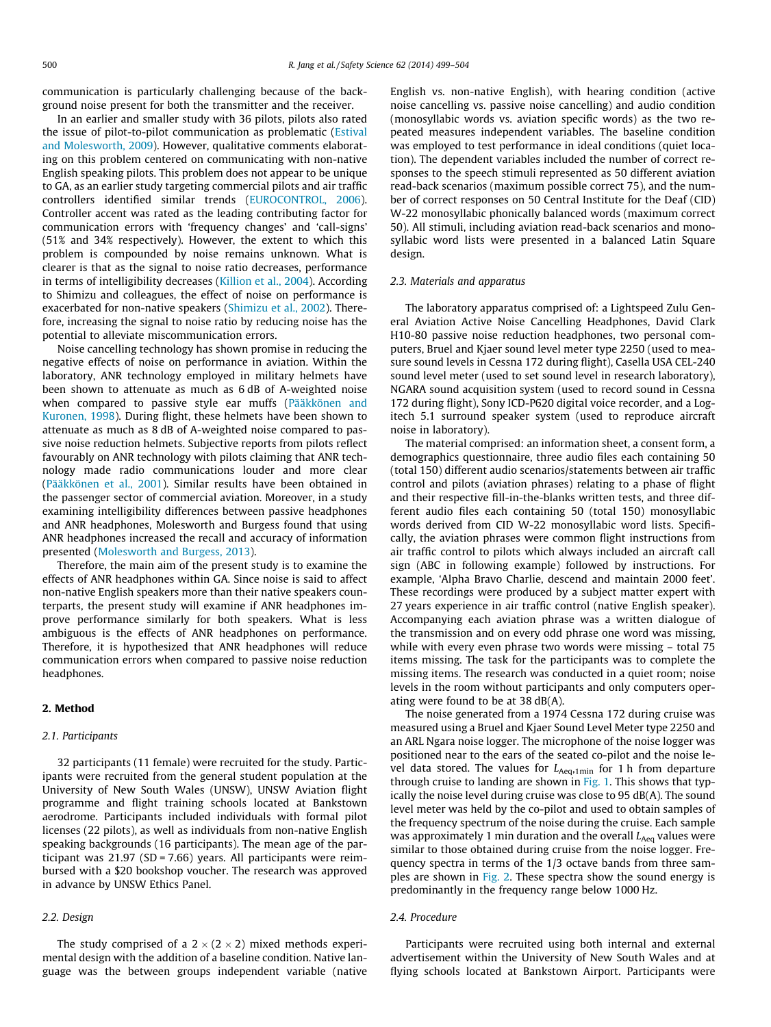communication is particularly challenging because of the background noise present for both the transmitter and the receiver.

In an earlier and smaller study with 36 pilots, pilots also rated the issue of pilot-to-pilot communication as problematic (Estival and Molesworth, 2009). However, qualitative comments elaborating on this problem centered on communicating with non-native English speaking pilots. This problem does not appear to be unique to GA, as an earlier study targeting commercial pilots and air traffic controllers identified similar trends (EUROCONTROL, 2006). Controller accent was rated as the leading contributing factor for communication errors with 'frequency changes' and 'call-signs' (51% and 34% respectively). However, the extent to which this problem is compounded by noise remains unknown. What is clearer is that as the signal to noise ratio decreases, performance in terms of intelligibility decreases (Killion et al., 2004). According to Shimizu and colleagues, the effect of noise on performance is exacerbated for non-native speakers (Shimizu et al., 2002). Therefore, increasing the signal to noise ratio by reducing noise has the potential to alleviate miscommunication errors.

Noise cancelling technology has shown promise in reducing the negative effects of noise on performance in aviation. Within the laboratory, ANR technology employed in military helmets have been shown to attenuate as much as 6 dB of A-weighted noise when compared to passive style ear muffs (Pääkkönen and Kuronen, 1998). During flight, these helmets have been shown to attenuate as much as 8 dB of A-weighted noise compared to passive noise reduction helmets. Subjective reports from pilots reflect favourably on ANR technology with pilots claiming that ANR technology made radio communications louder and more clear (Pääkkönen et al., 2001). Similar results have been obtained in the passenger sector of commercial aviation. Moreover, in a study examining intelligibility differences between passive headphones and ANR headphones, Molesworth and Burgess found that using ANR headphones increased the recall and accuracy of information presented (Molesworth and Burgess, 2013).

Therefore, the main aim of the present study is to examine the effects of ANR headphones within GA. Since noise is said to affect non-native English speakers more than their native speakers counterparts, the present study will examine if ANR headphones improve performance similarly for both speakers. What is less ambiguous is the effects of ANR headphones on performance. Therefore, it is hypothesized that ANR headphones will reduce communication errors when compared to passive noise reduction headphones.

## 2. Method

### 2.1. Participants

32 participants (11 female) were recruited for the study. Participants were recruited from the general student population at the University of New South Wales (UNSW), UNSW Aviation flight programme and flight training schools located at Bankstown aerodrome. Participants included individuals with formal pilot licenses (22 pilots), as well as individuals from non-native English speaking backgrounds (16 participants). The mean age of the participant was 21.97 (SD = 7.66) years. All participants were reimbursed with a $20 bookshop voucher. The research was approved in advance by UNSW Ethics Panel.

### 2.2. Design

The study comprised of a $2 \times (2 \times 2)$ mixed methods experimental design with the addition of a baseline condition. Native language was the between groups independent variable (native English vs. non-native English), with hearing condition (active noise cancelling vs. passive noise cancelling) and audio condition (monosyllabic words vs. aviation specific words) as the two repeated measures independent variables. The baseline condition was employed to test performance in ideal conditions (quiet location). The dependent variables included the number of correct responses to the speech stimuli represented as 50 different aviation read-back scenarios (maximum possible correct 75), and the number of correct responses on 50 Central Institute for the Deaf (CID) W-22 monosyllabic phonically balanced words (maximum correct 50). All stimuli, including aviation read-back scenarios and monosyllabic word lists were presented in a balanced Latin Square design.

### 2.3. Materials and apparatus

The laboratory apparatus comprised of: a Lightspeed Zulu General Aviation Active Noise Cancelling Headphones, David Clark H10-80 passive noise reduction headphones, two personal computers, Bruel and Kjaer sound level meter type 2250 (used to measure sound levels in Cessna 172 during flight), Casella USA CEL-240 sound level meter (used to set sound level in research laboratory), NGARA sound acquisition system (used to record sound in Cessna 172 during flight), Sony ICD-P620 digital voice recorder, and a Logitech 5.1 surround speaker system (used to reproduce aircraft noise in laboratory).

The material comprised: an information sheet, a consent form, a demographics questionnaire, three audio files each containing 50 (total 150) different audio scenarios/statements between air traffic control and pilots (aviation phrases) relating to a phase of flight and their respective fill-in-the-blanks written tests, and three different audio files each containing 50 (total 150) monosyllabic words derived from CID W-22 monosyllabic word lists. Specifically, the aviation phrases were common flight instructions from air traffic control to pilots which always included an aircraft call sign (ABC in following example) followed by instructions. For example, 'Alpha Bravo Charlie, descend and maintain 2000 feet'. These recordings were produced by a subject matter expert with 27 years experience in air traffic control (native English speaker). Accompanying each aviation phrase was a written dialogue of the transmission and on every odd phrase one word was missing, while with every even phrase two words were missing – total 75 items missing. The task for the participants was to complete the missing items. The research was conducted in a quiet room; noise levels in the room without participants and only computers operating were found to be at 38 dB(A).

The noise generated from a 1974 Cessna 172 during cruise was measured using a Bruel and Kjaer Sound Level Meter type 2250 and an ARL Ngara noise logger. The microphone of the noise logger was positioned near to the ears of the seated co-pilot and the noise level data stored. The values for $L_{Aeq,1min}$ for 1 h from departure through cruise to landing are shown in Fig. 1. This shows that typically the noise level during cruise was close to 95 dB(A). The sound level meter was held by the co-pilot and used to obtain samples of the frequency spectrum of the noise during the cruise. Each sample was approximately 1 min duration and the overall $L_{Aeq}$ values were similar to those obtained during cruise from the noise logger. Frequency spectra in terms of the 1/3 octave bands from three samples are shown in Fig. 2. These spectra show the sound energy is predominantly in the frequency range below 1000 Hz.

### 2.4. Procedure

Participants were recruited using both internal and external advertisement within the University of New South Wales and at flying schools located at Bankstown Airport. Participants were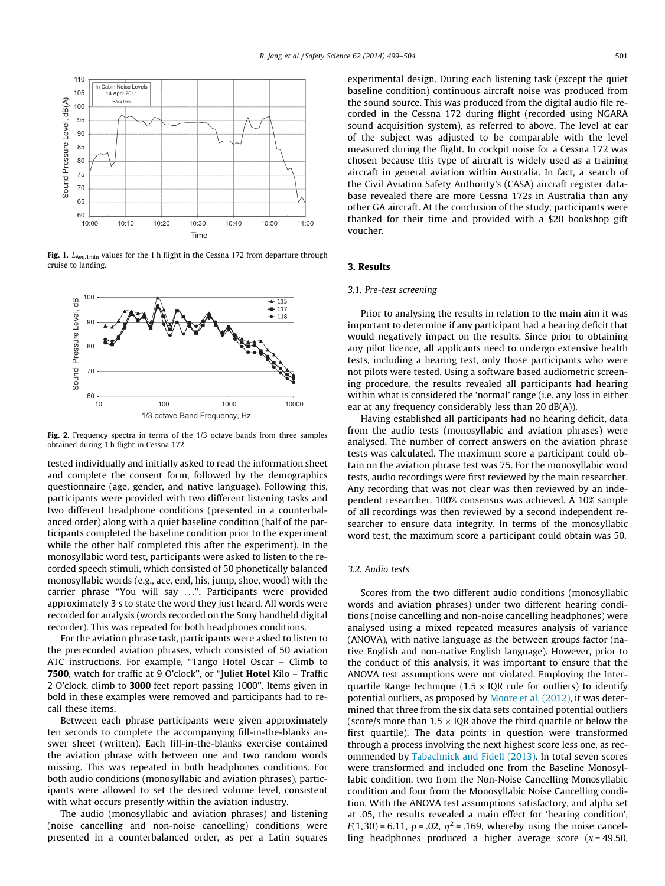Fig. 1. $L_{Aeq,1min}$ values for the 1 h flight in the Cessna 172 from departure through cruise to landing.

Fig. 2. Frequency spectra in terms of the 1/3 octave bands from three samples obtained during 1 h flight in Cessna 172.

tested individually and initially asked to read the information sheet and complete the consent form, followed by the demographics questionnaire (age, gender, and native language). Following this, participants were provided with two different listening tasks and two different headphone conditions (presented in a counterbalanced order) along with a quiet baseline condition (half of the participants completed the baseline condition prior to the experiment while the other half completed this after the experiment). In the monosyllabic word test, participants were asked to listen to the recorded speech stimuli, which consisted of 50 phonetically balanced monosyllabic words (e.g., ace, end, his, jump, shoe, wood) with the carrier phrase "You will say ...". Participants were provided approximately 3 s to state the word they just heard. All words were recorded for analysis (words recorded on the Sony handheld digital recorder). This was repeated for both headphones conditions.

For the aviation phrase task, participants were asked to listen to the prerecorded aviation phrases, which consisted of 50 aviation ATC instructions. For example, "Tango Hotel Oscar – Climb to **7500**, watch for traffic at 9 O'clock", or "Juliet **Hotel** Kilo – Traffic 2 O'clock, climb to **3000** feet report passing 1000". Items given in bold in these examples were removed and participants had to recall these items.

Between each phrase participants were given approximately ten seconds to complete the accompanying fill-in-the-blanks answer sheet (written). Each fill-in-the-blanks exercise contained the aviation phrase with between one and two random words missing. This was repeated in both headphones conditions. For both audio conditions (monosyllabic and aviation phrases), participants were allowed to set the desired volume level, consistent with what occurs presently within the aviation industry.

The audio (monosyllabic and aviation phrases) and listening (noise cancelling and non-noise cancelling) conditions were presented in a counterbalanced order, as per a Latin squares experimental design. During each listening task (except the quiet baseline condition) continuous aircraft noise was produced from the sound source. This was produced from the digital audio file recorded in the Cessna 172 during flight (recorded using NGARA sound acquisition system), as referred to above. The level at ear of the subject was adjusted to be comparable with the level measured during the flight. In cockpit noise for a Cessna 172 was chosen because this type of aircraft is widely used as a training aircraft in general aviation within Australia. In fact, a search of the Civil Aviation Safety Authority's (CASA) aircraft register database revealed there are more Cessna 172s in Australia than any other GA aircraft. At the conclusion of the study, participants were thanked for their time and provided with a $20 bookshop gift voucher.

## 3. Results

### 3.1. Pre-test screening

Prior to analysing the results in relation to the main aim it was important to determine if any participant had a hearing deficit that would negatively impact on the results. Since prior to obtaining any pilot licence, all applicants need to undergo extensive health tests, including a hearing test, only those participants who were not pilots were tested. Using a software based audiometric screening procedure, the results revealed all participants had hearing within what is considered the 'normal' range (i.e. any loss in either ear at any frequency considerably less than 20 dB(A)).

Having established all participants had no hearing deficit, data from the audio tests (monosyllabic and aviation phrases) were analysed. The number of correct answers on the aviation phrase tests was calculated. The maximum score a participant could obtain on the aviation phrase test was 75. For the monosyllabic word tests, audio recordings were first reviewed by the main researcher. Any recording that was not clear was then reviewed by an independent researcher. 100% consensus was achieved. A 10% sample of all recordings was then reviewed by a second independent researcher to ensure data integrity. In terms of the monosyllabic word test, the maximum score a participant could obtain was 50.

### 3.2. Audio tests

Scores from the two different audio conditions (monosyllabic words and aviation phrases) under two different hearing conditions (noise cancelling and non-noise cancelling headphones) were analysed using a mixed repeated measures analysis of variance (ANOVA), with native language as the between groups factor (native English and non-native English language). However, prior to the conduct of this analysis, it was important to ensure that the ANOVA test assumptions were not violated. Employing the Interquartile Range technique ($1.5 \times$ IQR rule for outliers) to identify potential outliers, as proposed by Moore et al. (2012), it was determined that three from the six data sets contained potential outliers (score/s more than $1.5 \times$ IQR above the third quartile or below the first quartile). The data points in question were transformed through a process involving the next highest score less one, as recommended by Tabachnick and Fidell (2013). In total seven scores were transformed and included one from the Baseline Monosyllabic condition, two from the Non-Noise Cancelling Monosyllabic condition and four from the Monosyllabic Noise Cancelling condition. With the ANOVA test assumptions satisfactory, and alpha set at .05, the results revealed a main effect for 'hearing condition', $F(1,30) = 6.11$, $p = .02$, $\eta^2 = .169$, whereby using the noise cancelling headphones produced a higher average score ($\bar{x} = 49.50$,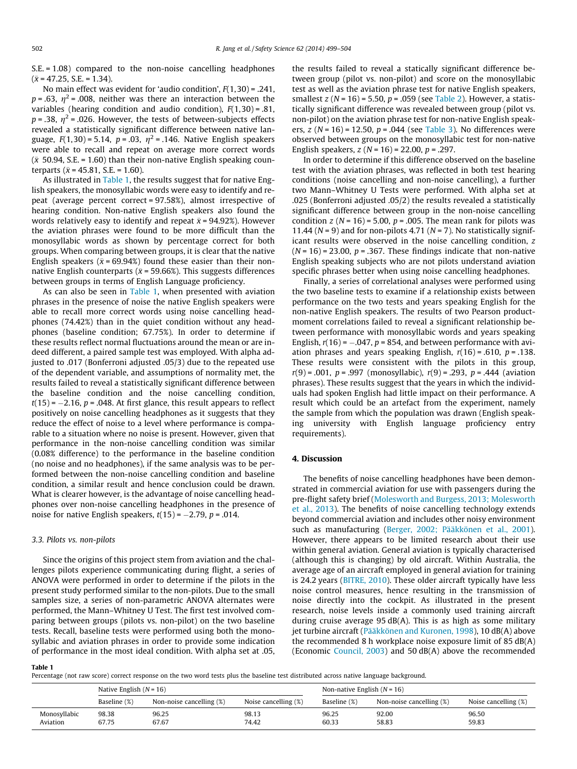S.E. = 1.08) compared to the non-noise cancelling headphones ($\bar{x}$ = 47.25, S.E. = 1.34).

No main effect was evident for 'audio condition', $F(1,30) = .241$, $p = .63$, $\eta^2 = .008$, neither was there an interaction between the variables (hearing condition and audio condition), $F(1,30) = .81$, $p = .38$, $\eta^2 = .026$. However, the tests of between-subjects effects revealed a statistically significant difference between native language, $F(1,30) = 5.14$, $p = .03$, $\eta^2 = .146$. Native English speakers were able to recall and repeat on average more correct words ($\bar{x}$ 50.94, S.E. = 1.60) than their non-native English speaking counterparts ($\bar{x}$ = 45.81, S.E. = 1.60).

As illustrated in Table 1, the results suggest that for native English speakers, the monosyllabic words were easy to identify and repeat (average percent correct = 97.58%), almost irrespective of hearing condition. Non-native English speakers also found the words relatively easy to identify and repeat $\bar{x}$ = 94.92%). However the aviation phrases were found to be more difficult than the monosyllabic words as shown by percentage correct for both groups. When comparing between groups, it is clear that the native English speakers ($\bar{x}$ = 69.94%) found these easier than their non-native English counterparts ($\bar{x}$ = 59.66%). This suggests differences between groups in terms of English Language proficiency.

As can also be seen in Table 1, when presented with aviation phrases in the presence of noise the native English speakers were able to recall more correct words using noise cancelling headphones (74.42%) than in the quiet condition without any headphones (baseline condition; 67.75%). In order to determine if these results reflect normal fluctuations around the mean or are indeed different, a paired sample test was employed. With alpha adjusted to .017 (Bonferroni adjusted .05/3) due to the repeated use of the dependent variable, and assumptions of normality met, the results failed to reveal a statistically significant difference between the baseline condition and the noise cancelling condition, $t(15) = -2.16$, $p = .048$. At first glance, this result appears to reflect positively on noise cancelling headphones as it suggests that they reduce the effect of noise to a level where performance is comparable to a situation where no noise is present. However, given that performance in the non-noise cancelling condition was similar (0.08% difference) to the performance in the baseline condition (no noise and no headphones), if the same analysis was to be performed between the non-noise cancelling condition and baseline condition, a similar result and hence conclusion could be drawn. What is clearer however, is the advantage of noise cancelling headphones over non-noise cancelling headphones in the presence of noise for native English speakers, $t(15) = -2.79$, $p = .014$.

### 3.3. Pilots vs. non-pilots

Since the origins of this project stem from aviation and the challenges pilots experience communicating during flight, a series of ANOVA were performed in order to determine if the pilots in the present study performed similar to the non-pilots. Due to the small samples size, a series of non-parametric ANOVA alternates were performed, the Mann–Whitney U Test. The first test involved comparing between groups (pilots vs. non-pilot) on the two baseline tests. Recall, baseline tests were performed using both the monosyllabic and aviation phrases in order to provide some indication of performance in the most ideal condition. With alpha set at .05, the results failed to reveal a statically significant difference between group (pilot vs. non-pilot) and score on the monosyllabic test as well as the aviation phrase test for native English speakers, smallest $z$ ($N = 16$) = 5.50, $p = .059$ (see Table 2). However, a statistically significant difference was revealed between group (pilot vs. non-pilot) on the aviation phrase test for non-native English speakers, $z$ ($N = 16$) = 12.50, $p = .044$ (see Table 3). No differences were observed between groups on the monosyllabic test for non-native English speakers, $z$ ($N = 16$) = 22.00, $p = .297$.

In order to determine if this difference observed on the baseline test with the aviation phrases, was reflected in both test hearing conditions (noise cancelling and non-noise cancelling), a further two Mann–Whitney U Tests were performed. With alpha set at .025 (Bonferroni adjusted .05/2) the results revealed a statistically significant difference between group in the non-noise cancelling condition $z$ ($N = 16$) = 5.00, $p = .005$. The mean rank for pilots was 11.44 ($N = 9$) and for non-pilots 4.71 ($N = 7$). No statistically significant results were observed in the noise cancelling condition, $z$ ($N = 16$) = 23.00, $p = .367$. These findings indicate that non-native English speaking subjects who are not pilots understand aviation specific phrases better when using noise cancelling headphones.

Finally, a series of correlational analyses were performed using the two baseline tests to examine if a relationship exists between performance on the two tests and years speaking English for the non-native English speakers. The results of two Pearson product-moment correlations failed to reveal a significant relationship between performance with monosyllabic words and years speaking English, $r(16) = -.047$, $p = 854$, and between performance with aviation phrases and years speaking English, $r(16) = .610$, $p = .138$. These results were consistent with the pilots in this group, $r(9) = .001$, $p = .997$ (monosyllabic), $r(9) = .293$, $p = .444$ (aviation phrases). These results suggest that the years in which the individuals had spoken English had little impact on their performance. A result which could be an artefact from the experiment, namely the sample from which the population was drawn (English speaking university with English language proficiency entry requirements).

## 4. Discussion

The benefits of noise cancelling headphones have been demonstrated in commercial aviation for use with passengers during the pre-flight safety brief (Molesworth and Burgess, 2013; Molesworth et al., 2013). The benefits of noise cancelling technology extends beyond commercial aviation and includes other noisy environment such as manufacturing (Berger, 2002; Pääkkönen et al., 2001). However, there appears to be limited research about their use within general aviation. General aviation is typically characterised (although this is changing) by old aircraft. Within Australia, the average age of an aircraft employed in general aviation for training is 24.2 years (BITRE, 2010). These older aircraft typically have less noise control measures, hence resulting in the transmission of noise directly into the cockpit. As illustrated in the present research, noise levels inside a commonly used training aircraft during cruise average 95 dB(A). This is as high as some military jet turbine aircraft (Pääkkönen and Kuronen, 1998), 10 dB(A) above the recommended 8 h workplace noise exposure limit of 85 dB(A) (Economic Council, 2003) and 50 dB(A) above the recommended

**Table 1**
Percentage (not raw score) correct response on the two word tests plus the baseline test distributed across native language background.

| | Native English ($N = 16$) | | | Non-native English ($N = 16$) | | |
|---|---|---|---|---|---|---|
| | Baseline (%) | Non-noise cancelling (%) | Noise cancelling (%) | Baseline (%) | Non-noise cancelling (%) | Noise cancelling (%) |
| Monosyllabic | 98.38 | 96.25 | 98.13 | 96.25 | 92.00 | 96.50 |
| Aviation | 67.75 | 67.67 | 74.42 | 60.33 | 58.83 | 59.83 |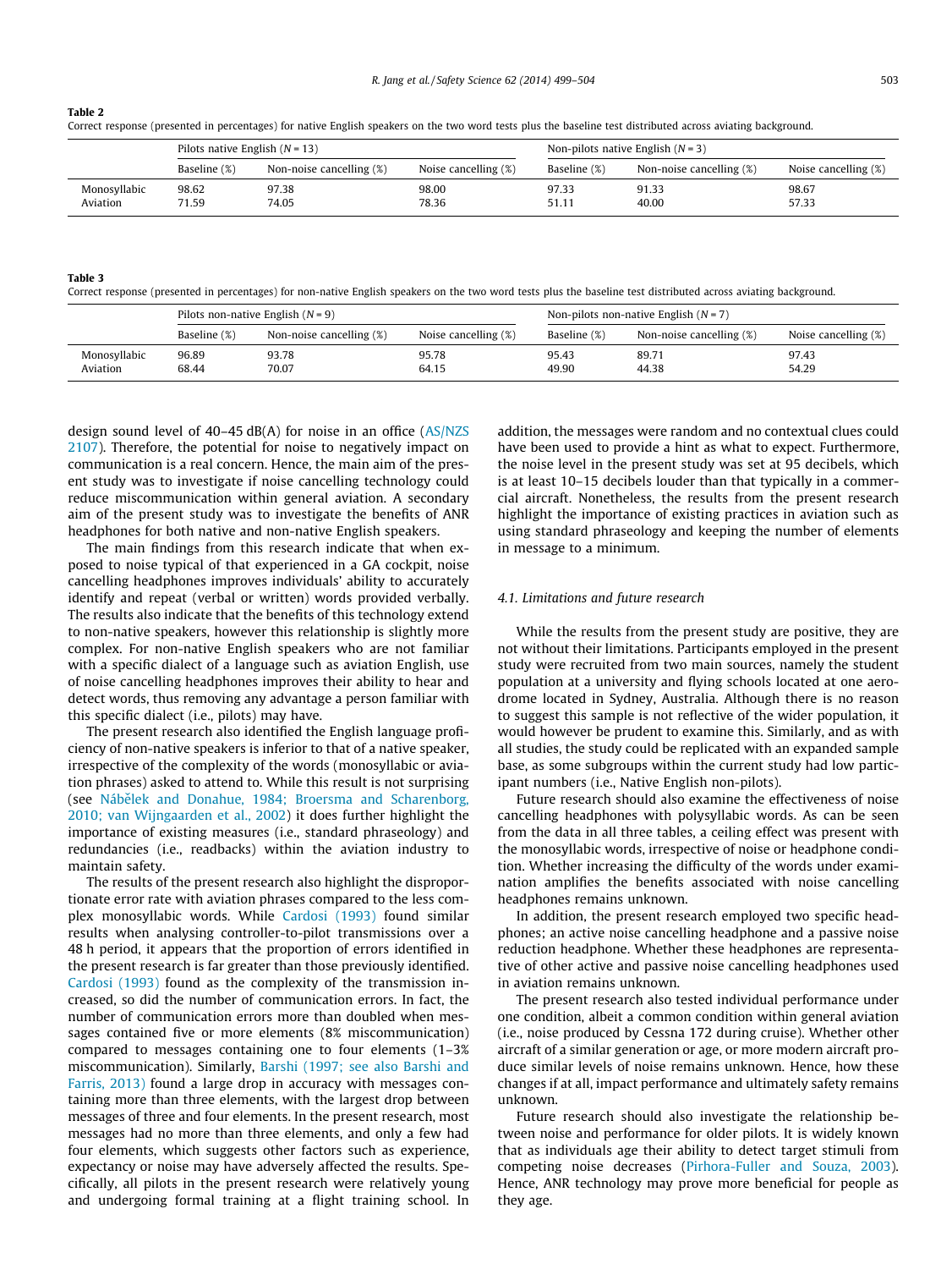Table 2
Correct response (presented in percentages) for native English speakers on the two word tests plus the baseline test distributed across aviating background.

| | Pilots native English (N = 13) | | | Non-pilots native English (N = 3) | | |
|---|---|---|---|---|---|---|
| | Baseline (%) | Non-noise cancelling (%) | Noise cancelling (%) | Baseline (%) | Non-noise cancelling (%) | Noise cancelling (%) |
| Monosyllabic | 98.62 | 97.38 | 98.00 | 97.33 | 91.33 | 98.67 |
| Aviation | 71.59 | 74.05 | 78.36 | 51.11 | 40.00 | 57.33 |

Table 3
Correct response (presented in percentages) for non-native English speakers on the two word tests plus the baseline test distributed across aviating background.

| | Pilots non-native English (N = 9) | | | Non-pilots non-native English (N = 7) | | |
|---|---|---|---|---|---|---|
| | Baseline (%) | Non-noise cancelling (%) | Noise cancelling (%) | Baseline (%) | Non-noise cancelling (%) | Noise cancelling (%) |
| Monosyllabic | 96.89 | 93.78 | 95.78 | 95.43 | 89.71 | 97.43 |
| Aviation | 68.44 | 70.07 | 64.15 | 49.90 | 44.38 | 54.29 |

design sound level of 40–45 dB(A) for noise in an office (AS/NZS 2107). Therefore, the potential for noise to negatively impact on communication is a real concern. Hence, the main aim of the present study was to investigate if noise cancelling technology could reduce miscommunication within general aviation. A secondary aim of the present study was to investigate the benefits of ANR headphones for both native and non-native English speakers.

The main findings from this research indicate that when exposed to noise typical of that experienced in a GA cockpit, noise cancelling headphones improves individuals' ability to accurately identify and repeat (verbal or written) words provided verbally. The results also indicate that the benefits of this technology extend to non-native speakers, however this relationship is slightly more complex. For non-native English speakers who are not familiar with a specific dialect of a language such as aviation English, use of noise cancelling headphones improves their ability to hear and detect words, thus removing any advantage a person familiar with this specific dialect (i.e., pilots) may have.

The present research also identified the English language proficiency of non-native speakers is inferior to that of a native speaker, irrespective of the complexity of the words (monosyllabic or aviation phrases) asked to attend to. While this result is not surprising (see Nábělek and Donahue, 1984; Broersma and Scharenborg, 2010; van Wijngaarden et al., 2002) it does further highlight the importance of existing measures (i.e., standard phraseology) and redundancies (i.e., readbacks) within the aviation industry to maintain safety.

The results of the present research also highlight the disproportionate error rate with aviation phrases compared to the less complex monosyllabic words. While Cardosi (1993) found similar results when analysing controller-to-pilot transmissions over a 48 h period, it appears that the proportion of errors identified in the present research is far greater than those previously identified. Cardosi (1993) found as the complexity of the transmission increased, so did the number of communication errors. In fact, the number of communication errors more than doubled when messages contained five or more elements (8% miscommunication) compared to messages containing one to four elements (1–3% miscommunication). Similarly, Barshi (1997; see also Barshi and Farris, 2013) found a large drop in accuracy with messages containing more than three elements, with the largest drop between messages of three and four elements. In the present research, most messages had no more than three elements, and only a few had four elements, which suggests other factors such as experience, expectancy or noise may have adversely affected the results. Specifically, all pilots in the present research were relatively young and undergoing formal training at a flight training school. In addition, the messages were random and no contextual clues could have been used to provide a hint as what to expect. Furthermore, the noise level in the present study was set at 95 decibels, which is at least 10–15 decibels louder than that typically in a commercial aircraft. Nonetheless, the results from the present research highlight the importance of existing practices in aviation such as using standard phraseology and keeping the number of elements in message to a minimum.

### 4.1. Limitations and future research

While the results from the present study are positive, they are not without their limitations. Participants employed in the present study were recruited from two main sources, namely the student population at a university and flying schools located at one aerodrome located in Sydney, Australia. Although there is no reason to suggest this sample is not reflective of the wider population, it would however be prudent to examine this. Similarly, and as with all studies, the study could be replicated with an expanded sample base, as some subgroups within the current study had low participant numbers (i.e., Native English non-pilots).

Future research should also examine the effectiveness of noise cancelling headphones with polysyllabic words. As can be seen from the data in all three tables, a ceiling effect was present with the monosyllabic words, irrespective of noise or headphone condition. Whether increasing the difficulty of the words under examination amplifies the benefits associated with noise cancelling headphones remains unknown.

In addition, the present research employed two specific headphones; an active noise cancelling headphone and a passive noise reduction headphone. Whether these headphones are representative of other active and passive noise cancelling headphones used in aviation remains unknown.

The present research also tested individual performance under one condition, albeit a common condition within general aviation (i.e., noise produced by Cessna 172 during cruise). Whether other aircraft of a similar generation or age, or more modern aircraft produce similar levels of noise remains unknown. Hence, how these changes if at all, impact performance and ultimately safety remains unknown.

Future research should also investigate the relationship between noise and performance for older pilots. It is widely known that as individuals age their ability to detect target stimuli from competing noise decreases (Pirhora-Fuller and Souza, 2003). Hence, ANR technology may prove more beneficial for people as they age.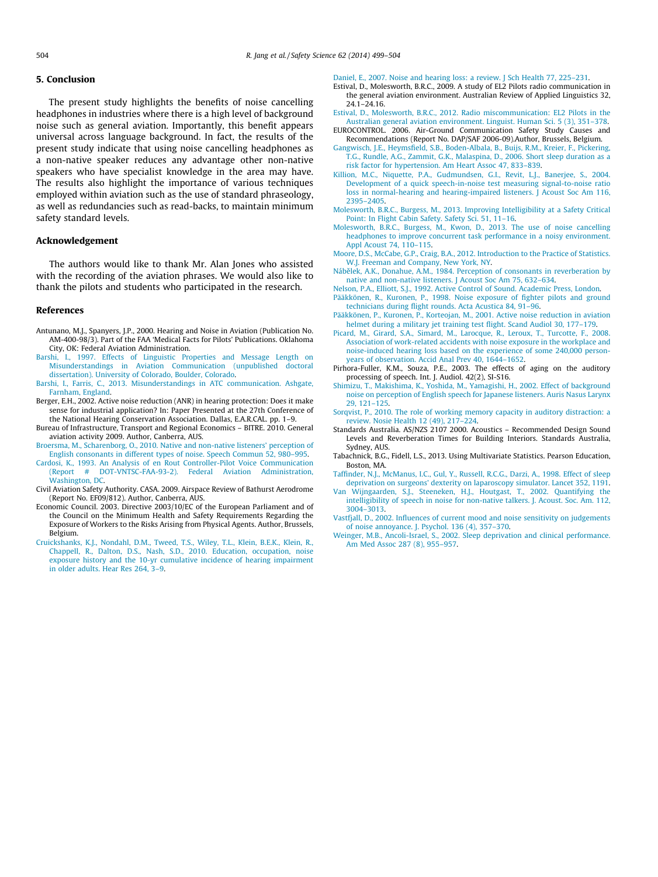## 5. Conclusion

The present study highlights the benefits of noise cancelling headphones in industries where there is a high level of background noise such as general aviation. Importantly, this benefit appears universal across language background. In fact, the results of the present study indicate that using noise cancelling headphones as a non-native speaker reduces any advantage other non-native speakers who have specialist knowledge in the area may have. The results also highlight the importance of various techniques employed within aviation such as the use of standard phraseology, as well as redundancies such as read-backs, to maintain minimum safety standard levels.

## Acknowledgement

The authors would like to thank Mr. Alan Jones who assisted with the recording of the aviation phrases. We would also like to thank the pilots and students who participated in the research.

## References

Antunano, M.J., Spanyers, J.P., 2000. Hearing and Noise in Aviation (Publication No. AM-400-98/3). Part of the FAA 'Medical Facts for Pilots' Publications. Oklahoma City, OK: Federal Aviation Administration.

Barshi, I., 1997. Effects of Linguistic Properties and Message Length on Misunderstandings in Aviation Communication (unpublished doctoral dissertation). University of Colorado, Boulder, Colorado.

Barshi, I., Farris, C., 2013. Misunderstandings in ATC communication. Ashgate, Farnham, England.

Berger, E.H., 2002. Active noise reduction (ANR) in hearing protection: Does it make sense for industrial application? In: Paper Presented at the 27th Conference of the National Hearing Conservation Association. Dallas, E.A.R.CAL. pp. 1–9.

Bureau of Infrastructure, Transport and Regional Economics – BITRE. 2010. General aviation activity 2009. Author, Canberra, AUS.

Broersma, M., Scharenborg, O., 2010. Native and non-native listeners' perception of English consonants in different types of noise. Speech Commun 52, 980–995.

Cardosi, K., 1993. An Analysis of en Rout Controller-Pilot Voice Communication (Report # DOT-VNTSC-FAA-93-2). Federal Aviation Administration, Washington, DC.

Civil Aviation Safety Authority. CASA. 2009. Airspace Review of Bathurst Aerodrome (Report No. EF09/812). Author, Canberra, AUS.

Economic Council. 2003. Directive 2003/10/EC of the European Parliament and of the Council on the Minimum Health and Safety Requirements Regarding the Exposure of Workers to the Risks Arising from Physical Agents. Author, Brussels, Belgium.

Cruickshanks, K.J., Nondahl, D.M., Tweed, T.S., Wiley, T.L., Klein, B.E.K., Klein, R., Chappell, R., Dalton, D.S., Nash, S.D., 2010. Education, occupation, noise exposure history and the 10-yr cumulative incidence of hearing impairment in older adults. Hear Res 264, 3–9.

Daniel, E., 2007. Noise and hearing loss: a review. J Sch Health 77, 225–231.

Estival, D., Molesworth, B.R.C., 2009. A study of EL2 Pilots radio communication in the general aviation environment. Australian Review of Applied Linguistics 32, 24.1–24.16.

Estival, D., Molesworth, B.R.C., 2012. Radio miscommunication: EL2 Pilots in the Australian general aviation environment. Linguist. Human Sci. 5 (3), 351–378.

EUROCONTROL. 2006. Air-Ground Communication Safety Study Causes and Recommendations (Report No. DAP/SAF 2006-09).Author, Brussels, Belgium.

Gangwisch, J.E., Heymsfield, S.B., Boden-Albala, B., Buijs, R.M., Kreier, F., Pickering, T.G., Rundle, A.G., Zammit, G.K., Malaspina, D., 2006. Short sleep duration as a risk factor for hypertension. Am Heart Assoc 47, 833–839.

Killion, M.C., Niquette, P.A., Gudmundsen, G.I., Revit, L.J., Banerjee, S., 2004. Development of a quick speech-in-noise test measuring signal-to-noise ratio loss in normal-hearing and hearing-impaired listeners. J Acoust Soc Am 116, 2395–2405.

Molesworth, B.R.C., Burgess, M., 2013. Improving Intelligibility at a Safety Critical Point: In Flight Cabin Safety. Safety Sci. 51, 11–16.

Molesworth, B.R.C., Burgess, M., Kwon, D., 2013. The use of noise cancelling headphones to improve concurrent task performance in a noisy environment. Appl Acoust 74, 110–115.

Moore, D.S., McCabe, G.P., Craig, B.A., 2012. Introduction to the Practice of Statistics. W.J. Freeman and Company, New York, NY.

Náb̆elek, A.K., Donahue, A.M., 1984. Perception of consonants in reverberation by native and non-native listeners. J Acoust Soc Am 75, 632–634.

Nelson, P.A., Elliott, S.J., 1992. Active Control of Sound. Academic Press, London.

Pääkkönen, R., Kuronen, P., 1998. Noise exposure of fighter pilots and ground technicians during flight rounds. Acta Acustica 84, 91–96.

Pääkkönen, P., Kuronen, P., Korteojan, M., 2001. Active noise reduction in aviation helmet during a military jet training test flight. Scand Audiol 30, 177–179.

Picard, M., Girard, S.A., Simard, M., Larocque, R., Leroux, T., Turcotte, F., 2008. Association of work-related accidents with noise exposure in the workplace and noise-induced hearing loss based on the experience of some 240,000 person-years of observation. Accid Anal Prev 40, 1644–1652.

Pirhora-Fuller, K.M., Souza, P.E., 2003. The effects of aging on the auditory processing of speech. Int. J. Audiol. 42(2), SI-S16.

Shimizu, T., Makishima, K., Yoshida, M., Yamagishi, H., 2002. Effect of background noise on perception of English speech for Japanese listeners. Auris Nasus Larynx 29, 121–125.

Sorqvist, P., 2010. The role of working memory capacity in auditory distraction: a review. Nosie Health 12 (49), 217–224.

Standards Australia. AS/NZS 2107 2000. Acoustics – Recommended Design Sound Levels and Reverberation Times for Building Interiors. Standards Australia, Sydney, AUS.

Tabachnick, B.G., Fidell, L.S., 2013. Using Multivariate Statistics. Pearson Education, Boston, MA.

Taffinder, N.J., McManus, I.C., Gul, Y., Russell, R.C.G., Darzi, A., 1998. Effect of sleep deprivation on surgeons' dexterity on laparoscopy simulator. Lancet 352, 1191.

Van Wijngaarden, S.J., Steeneken, H.J., Houtgast, T., 2002. Quantifying the intelligibility of speech in noise for non-native talkers. J. Acoust. Soc. Am. 112, 3004–3013.

Vastfjall, D., 2002. Influences of current mood and noise sensitivity on judgements of noise annoyance. J. Psychol. 136 (4), 357–370.

Weinger, M.B., Ancoli-Israel, S., 2002. Sleep deprivation and clinical performance. Am Med Assoc 287 (8), 955–957.